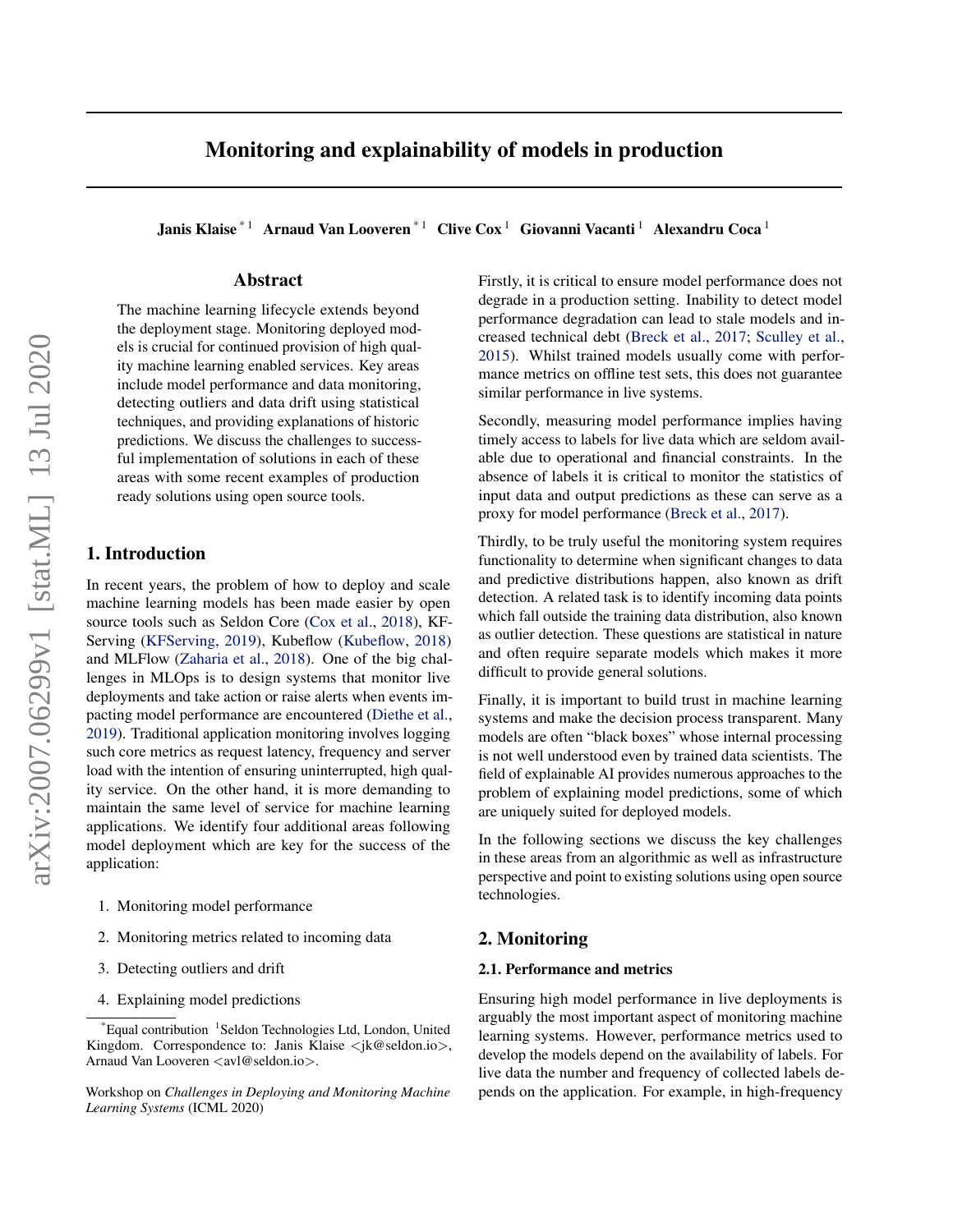# Monitoring and explainability of models in production

**Janis Klaise** [*1] **Arnaud Van Looveren** [*1] **Clive Cox** [1] **Giovanni Vacanti** [1] **Alexandru Coca** [1]

## Abstract

The machine learning lifecycle extends beyond the deployment stage. Monitoring deployed models is crucial for continued provision of high quality machine learning enabled services. Key areas include model performance and data monitoring, detecting outliers and data drift using statistical techniques, and providing explanations of historic predictions. We discuss the challenges to successful implementation of solutions in each of these areas with some recent examples of production ready solutions using open source tools.

## 1. Introduction

In recent years, the problem of how to deploy and scale machine learning models has been made easier by open source tools such as Seldon Core (Cox et al., 2018), KFServing (KFServing, 2019), Kubeflow (Kubeflow, 2018) and MLFlow (Zaharia et al., 2018). One of the big challenges in MLOps is to design systems that monitor live deployments and take action or raise alerts when events impacting model performance are encountered (Diethe et al., 2019). Traditional application monitoring involves logging such core metrics as request latency, frequency and server load with the intention of ensuring uninterrupted, high quality service. On the other hand, it is more demanding to maintain the same level of service for machine learning applications. We identify four additional areas following model deployment which are key for the success of the application:

1. Monitoring model performance
2. Monitoring metrics related to incoming data
3. Detecting outliers and drift
4. Explaining model predictions

[*]Equal contribution [1]Seldon Technologies Ltd, London, United Kingdom. Correspondence to: Janis Klaise <jk@seldon.io>, Arnaud Van Looveren <avl@seldon.io>.

Workshop on *Challenges in Deploying and Monitoring Machine Learning Systems* (ICML 2020)

Firstly, it is critical to ensure model performance does not degrade in a production setting. Inability to detect model performance degradation can lead to stale models and increased technical debt (Breck et al., 2017; Sculley et al., 2015). Whilst trained models usually come with performance metrics on offline test sets, this does not guarantee similar performance in live systems.

Secondly, measuring model performance implies having timely access to labels for live data which are seldom available due to operational and financial constraints. In the absence of labels it is critical to monitor the statistics of input data and output predictions as these can serve as a proxy for model performance (Breck et al., 2017).

Thirdly, to be truly useful the monitoring system requires functionality to determine when significant changes to data and predictive distributions happen, also known as drift detection. A related task is to identify incoming data points which fall outside the training data distribution, also known as outlier detection. These questions are statistical in nature and often require separate models which makes it more difficult to provide general solutions.

Finally, it is important to build trust in machine learning systems and make the decision process transparent. Many models are often "black boxes" whose internal processing is not well understood even by trained data scientists. The field of explainable AI provides numerous approaches to the problem of explaining model predictions, some of which are uniquely suited for deployed models.

In the following sections we discuss the key challenges in these areas from an algorithmic as well as infrastructure perspective and point to existing solutions using open source technologies.

## 2. Monitoring

### 2.1. Performance and metrics

Ensuring high model performance in live deployments is arguably the most important aspect of monitoring machine learning systems. However, performance metrics used to develop the models depend on the availability of labels. For live data the number and frequency of collected labels depends on the application. For example, in high-frequency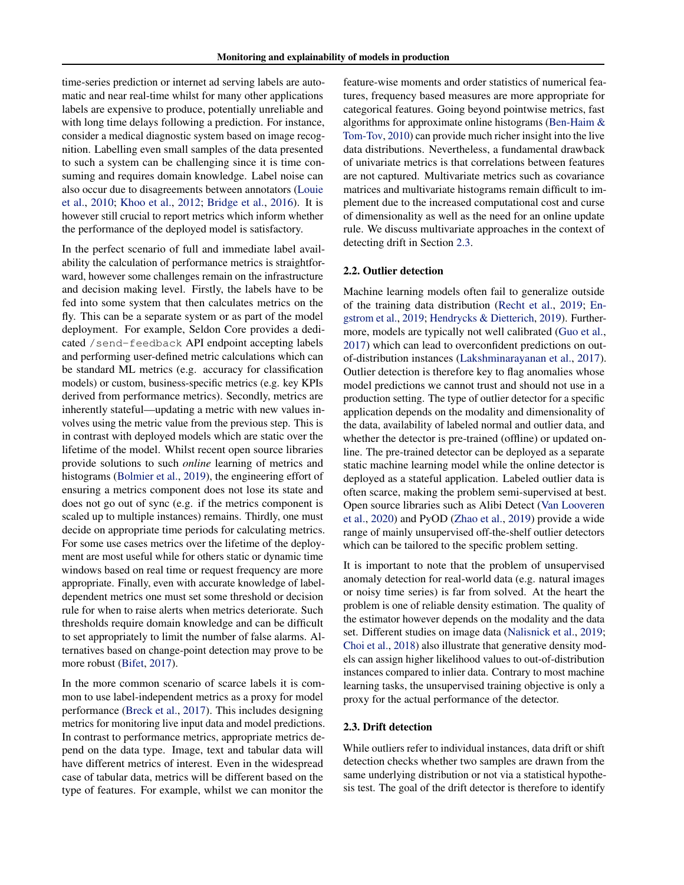time-series prediction or internet ad serving labels are automatic and near real-time whilst for many other applications labels are expensive to produce, potentially unreliable and with long time delays following a prediction. For instance, consider a medical diagnostic system based on image recognition. Labelling even small samples of the data presented to such a system can be challenging since it is time consuming and requires domain knowledge. Label noise can also occur due to disagreements between annotators (Louie et al., 2010; Khoo et al., 2012; Bridge et al., 2016). It is however still crucial to report metrics which inform whether the performance of the deployed model is satisfactory.

In the perfect scenario of full and immediate label availability the calculation of performance metrics is straightforward, however some challenges remain on the infrastructure and decision making level. Firstly, the labels have to be fed into some system that then calculates metrics on the fly. This can be a separate system or as part of the model deployment. For example, Seldon Core provides a dedicated `/send-feedback` API endpoint accepting labels and performing user-defined metric calculations which can be standard ML metrics (e.g. accuracy for classification models) or custom, business-specific metrics (e.g. key KPIs derived from performance metrics). Secondly, metrics are inherently stateful—updating a metric with new values involves using the metric value from the previous step. This is in contrast with deployed models which are static over the lifetime of the model. Whilst recent open source libraries provide solutions to such *online* learning of metrics and histograms (Bolmier et al., 2019), the engineering effort of ensuring a metrics component does not lose its state and does not go out of sync (e.g. if the metrics component is scaled up to multiple instances) remains. Thirdly, one must decide on appropriate time periods for calculating metrics. For some use cases metrics over the lifetime of the deployment are most useful while for others static or dynamic time windows based on real time or request frequency are more appropriate. Finally, even with accurate knowledge of label-dependent metrics one must set some threshold or decision rule for when to raise alerts when metrics deteriorate. Such thresholds require domain knowledge and can be difficult to set appropriately to limit the number of false alarms. Alternatives based on change-point detection may prove to be more robust (Bifet, 2017).

In the more common scenario of scarce labels it is common to use label-independent metrics as a proxy for model performance (Breck et al., 2017). This includes designing metrics for monitoring live input data and model predictions. In contrast to performance metrics, appropriate metrics depend on the data type. Image, text and tabular data will have different metrics of interest. Even in the widespread case of tabular data, metrics will be different based on the type of features. For example, whilst we can monitor the feature-wise moments and order statistics of numerical features, frequency based measures are more appropriate for categorical features. Going beyond pointwise metrics, fast algorithms for approximate online histograms (Ben-Haim & Tom-Tov, 2010) can provide much richer insight into the live data distributions. Nevertheless, a fundamental drawback of univariate metrics is that correlations between features are not captured. Multivariate metrics such as covariance matrices and multivariate histograms remain difficult to implement due to the increased computational cost and curse of dimensionality as well as the need for an online update rule. We discuss multivariate approaches in the context of detecting drift in Section 2.3.

### 2.2. Outlier detection

Machine learning models often fail to generalize outside of the training data distribution (Recht et al., 2019; Engstrom et al., 2019; Hendrycks & Dietterich, 2019). Furthermore, models are typically not well calibrated (Guo et al., 2017) which can lead to overconfident predictions on out-of-distribution instances (Lakshminarayanan et al., 2017). Outlier detection is therefore key to flag anomalies whose model predictions we cannot trust and should not use in a production setting. The type of outlier detector for a specific application depends on the modality and dimensionality of the data, availability of labeled normal and outlier data, and whether the detector is pre-trained (offline) or updated online. The pre-trained detector can be deployed as a separate static machine learning model while the online detector is deployed as a stateful application. Labeled outlier data is often scarce, making the problem semi-supervised at best. Open source libraries such as Alibi Detect (Van Looveren et al., 2020) and PyOD (Zhao et al., 2019) provide a wide range of mainly unsupervised off-the-shelf outlier detectors which can be tailored to the specific problem setting.

It is important to note that the problem of unsupervised anomaly detection for real-world data (e.g. natural images or noisy time series) is far from solved. At the heart the problem is one of reliable density estimation. The quality of the estimator however depends on the modality and the data set. Different studies on image data (Nalisnick et al., 2019; Choi et al., 2018) also illustrate that generative density models can assign higher likelihood values to out-of-distribution instances compared to inlier data. Contrary to most machine learning tasks, the unsupervised training objective is only a proxy for the actual performance of the detector.

### 2.3. Drift detection

While outliers refer to individual instances, data drift or shift detection checks whether two samples are drawn from the same underlying distribution or not via a statistical hypothesis test. The goal of the drift detector is therefore to identify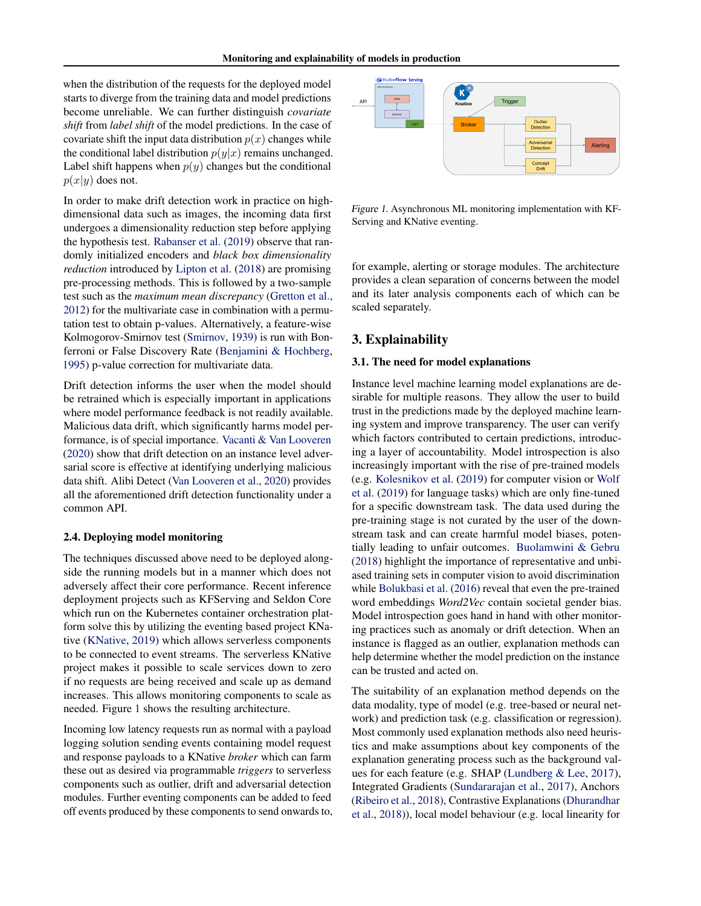when the distribution of the requests for the deployed model starts to diverge from the training data and model predictions become unreliable. We can further distinguish *covariate shift* from *label shift* of the model predictions. In the case of covariate shift the input data distribution $p(x)$ changes while the conditional label distribution $p(y|x)$ remains unchanged. Label shift happens when $p(y)$ changes but the conditional $p(x|y)$ does not.

In order to make drift detection work in practice on high-dimensional data such as images, the incoming data first undergoes a dimensionality reduction step before applying the hypothesis test. Rabanser et al. (2019) observe that randomly initialized encoders and *black box dimensionality reduction* introduced by Lipton et al. (2018) are promising pre-processing methods. This is followed by a two-sample test such as the *maximum mean discrepancy* (Gretton et al., 2012) for the multivariate case in combination with a permutation test to obtain p-values. Alternatively, a feature-wise Kolmogorov-Smirnov test (Smirnov, 1939) is run with Bonferroni or False Discovery Rate (Benjamini & Hochberg, 1995) p-value correction for multivariate data.

Drift detection informs the user when the model should be retrained which is especially important in applications where model performance feedback is not readily available. Malicious data drift, which significantly harms model performance, is of special importance. Vacanti & Van Looveren (2020) show that drift detection on an instance level adversarial score is effective at identifying underlying malicious data shift. Alibi Detect (Van Looveren et al., 2020) provides all the aforementioned drift detection functionality under a common API.

### 2.4. Deploying model monitoring

The techniques discussed above need to be deployed alongside the running models but in a manner which does not adversely affect their core performance. Recent inference deployment projects such as KFServing and Seldon Core which run on the Kubernetes container orchestration platform solve this by utilizing the eventing based project KNative (KNative, 2019) which allows serverless components to be connected to event streams. The serverless KNative project makes it possible to scale services down to zero if no requests are being received and scale up as demand increases. This allows monitoring components to scale as needed. Figure 1 shows the resulting architecture.

Incoming low latency requests run as normal with a payload logging solution sending events containing model request and response payloads to a KNative *broker* which can farm these out as desired via programmable *triggers* to serverless components such as outlier, drift and adversarial detection modules. Further eventing components can be added to feed off events produced by these components to send onwards to, for example, alerting or storage modules. The architecture provides a clean separation of concerns between the model and its later analysis components each of which can be scaled separately.

*Figure 1.* Asynchronous ML monitoring implementation with KF-Serving and KNative eventing.

## 3. Explainability

### 3.1. The need for model explanations

Instance level machine learning model explanations are desirable for multiple reasons. They allow the user to build trust in the predictions made by the deployed machine learning system and improve transparency. The user can verify which factors contributed to certain predictions, introducing a layer of accountability. Model introspection is also increasingly important with the rise of pre-trained models (e.g. Kolesnikov et al. (2019) for computer vision or Wolf et al. (2019) for language tasks) which are only fine-tuned for a specific downstream task. The data used during the pre-training stage is not curated by the user of the downstream task and can create harmful model biases, potentially leading to unfair outcomes. Buolamwini & Gebru (2018) highlight the importance of representative and unbiased training sets in computer vision to avoid discrimination while Bolukbasi et al. (2016) reveal that even the pre-trained word embeddings *Word2Vec* contain societal gender bias. Model introspection goes hand in hand with other monitoring practices such as anomaly or drift detection. When an instance is flagged as an outlier, explanation methods can help determine whether the model prediction on the instance can be trusted and acted on.

The suitability of an explanation method depends on the data modality, type of model (e.g. tree-based or neural network) and prediction task (e.g. classification or regression). Most commonly used explanation methods also need heuristics and make assumptions about key components of the explanation generating process such as the background values for each feature (e.g. SHAP (Lundberg & Lee, 2017), Integrated Gradients (Sundararajan et al., 2017), Anchors (Ribeiro et al., 2018), Contrastive Explanations (Dhurandhar et al., 2018)), local model behaviour (e.g. local linearity for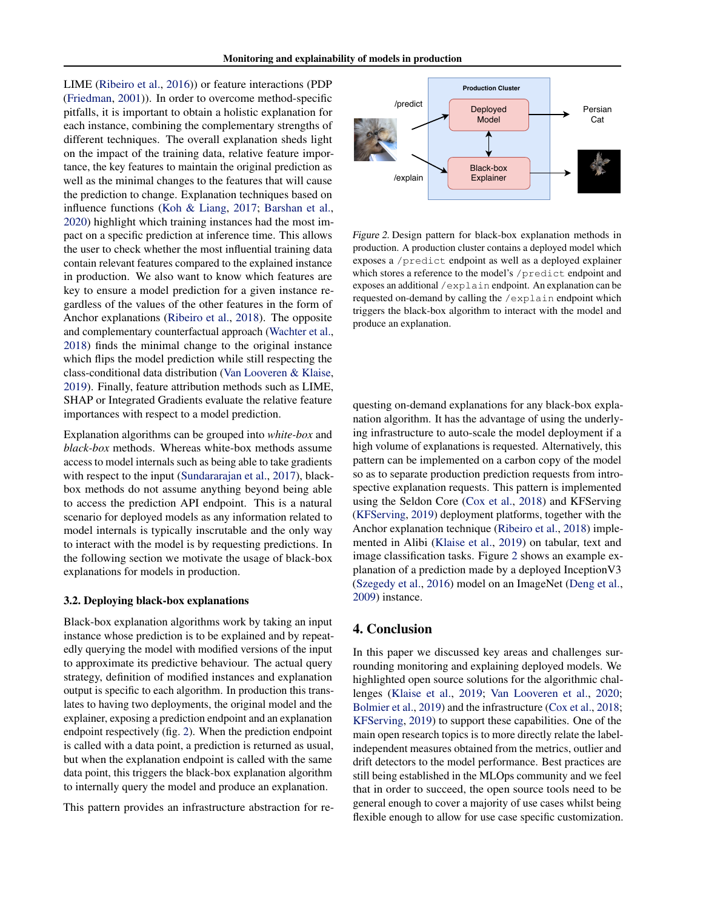LIME (Ribeiro et al., 2016)) or feature interactions (PDP (Friedman, 2001)). In order to overcome method-specific pitfalls, it is important to obtain a holistic explanation for each instance, combining the complementary strengths of different techniques. The overall explanation sheds light on the impact of the training data, relative feature importance, the key features to maintain the original prediction as well as the minimal changes to the features that will cause the prediction to change. Explanation techniques based on influence functions (Koh & Liang, 2017; Barshan et al., 2020) highlight which training instances had the most impact on a specific prediction at inference time. This allows the user to check whether the most influential training data contain relevant features compared to the explained instance in production. We also want to know which features are key to ensure a model prediction for a given instance regardless of the values of the other features in the form of Anchor explanations (Ribeiro et al., 2018). The opposite and complementary counterfactual approach (Wachter et al., 2018) finds the minimal change to the original instance which flips the model prediction while still respecting the class-conditional data distribution (Van Looveren & Klaise, 2019). Finally, feature attribution methods such as LIME, SHAP or Integrated Gradients evaluate the relative feature importances with respect to a model prediction.

Explanation algorithms can be grouped into *white-box* and *black-box* methods. Whereas white-box methods assume access to model internals such as being able to take gradients with respect to the input (Sundararajan et al., 2017), black-box methods do not assume anything beyond being able to access the prediction API endpoint. This is a natural scenario for deployed models as any information related to model internals is typically inscrutable and the only way to interact with the model is by requesting predictions. In the following section we motivate the usage of black-box explanations for models in production.

### 3.2. Deploying black-box explanations

Black-box explanation algorithms work by taking an input instance whose prediction is to be explained and by repeatedly querying the model with modified versions of the input to approximate its predictive behaviour. The actual query strategy, definition of modified instances and explanation output is specific to each algorithm. In production this translates to having two deployments, the original model and the explainer, exposing a prediction endpoint and an explanation endpoint respectively (fig. 2). When the prediction endpoint is called with a data point, a prediction is returned as usual, but when the explanation endpoint is called with the same data point, this triggers the black-box explanation algorithm to internally query the model and produce an explanation.

This pattern provides an infrastructure abstraction for requesting on-demand explanations for any black-box explanation algorithm. It has the advantage of using the underlying infrastructure to auto-scale the model deployment if a high volume of explanations is requested. Alternatively, this pattern can be implemented on a carbon copy of the model so as to separate production prediction requests from introspective explanation requests. This pattern is implemented using the Seldon Core (Cox et al., 2018) and KFServing (KFServing, 2019) deployment platforms, together with the Anchor explanation technique (Ribeiro et al., 2018) implemented in Alibi (Klaise et al., 2019) on tabular, text and image classification tasks. Figure 2 shows an example explanation of a prediction made by a deployed InceptionV3 (Szegedy et al., 2016) model on an ImageNet (Deng et al., 2009) instance.

*Figure 2.* Design pattern for black-box explanation methods in production. A production cluster contains a deployed model which exposes a `/predict` endpoint as well as a deployed explainer which stores a reference to the model's `/predict` endpoint and exposes an additional `/explain` endpoint. An explanation can be requested on-demand by calling the `/explain` endpoint which triggers the black-box algorithm to interact with the model and produce an explanation.

## 4. Conclusion

In this paper we discussed key areas and challenges surrounding monitoring and explaining deployed models. We highlighted open source solutions for the algorithmic challenges (Klaise et al., 2019; Van Looveren et al., 2020; Bolmier et al., 2019) and the infrastructure (Cox et al., 2018; KFServing, 2019) to support these capabilities. One of the main open research topics is to more directly relate the label-independent measures obtained from the metrics, outlier and drift detectors to the model performance. Best practices are still being established in the MLOps community and we feel that in order to succeed, the open source tools need to be general enough to cover a majority of use cases whilst being flexible enough to allow for use case specific customization.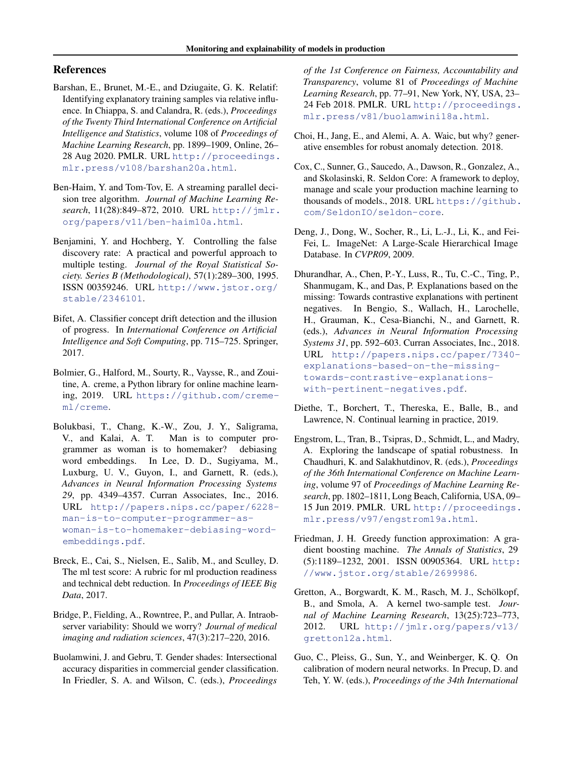## References

Barshan, E., Brunet, M.-E., and Dziugaite, G. K. Relatif: Identifying explanatory training samples via relative influence. In Chiappa, S. and Calandra, R. (eds.), *Proceedings of the Twenty Third International Conference on Artificial Intelligence and Statistics*, volume 108 of *Proceedings of Machine Learning Research*, pp. 1899–1909, Online, 26–28 Aug 2020. PMLR. URL http://proceedings.mlr.press/v108/barshan20a.html.

Ben-Haim, Y. and Tom-Tov, E. A streaming parallel decision tree algorithm. *Journal of Machine Learning Research*, 11(28):849–872, 2010. URL http://jmlr.org/papers/v11/ben-haim10a.html.

Benjamini, Y. and Hochberg, Y. Controlling the false discovery rate: A practical and powerful approach to multiple testing. *Journal of the Royal Statistical Society. Series B (Methodological)*, 57(1):289–300, 1995. ISSN 00359246. URL http://www.jstor.org/stable/2346101.

Bifet, A. Classifier concept drift detection and the illusion of progress. In *International Conference on Artificial Intelligence and Soft Computing*, pp. 715–725. Springer, 2017.

Bolmier, G., Halford, M., Sourty, R., Vaysse, R., and Zouitine, A. creme, a Python library for online machine learning, 2019. URL https://github.com/creme-ml/creme.

Bolukbasi, T., Chang, K.-W., Zou, J. Y., Saligrama, V., and Kalai, A. T. Man is to computer programmer as woman is to homemaker? debiasing word embeddings. In Lee, D. D., Sugiyama, M., Luxburg, U. V., Guyon, I., and Garnett, R. (eds.), *Advances in Neural Information Processing Systems 29*, pp. 4349–4357. Curran Associates, Inc., 2016. URL http://papers.nips.cc/paper/6228-man-is-to-computer-programmer-as-woman-is-to-homemaker-debiasing-word-embeddings.pdf.

Breck, E., Cai, S., Nielsen, E., Salib, M., and Sculley, D. The ml test score: A rubric for ml production readiness and technical debt reduction. In *Proceedings of IEEE Big Data*, 2017.

Bridge, P., Fielding, A., Rowntree, P., and Pullar, A. Intraobserver variability: Should we worry? *Journal of medical imaging and radiation sciences*, 47(3):217–220, 2016.

Buolamwini, J. and Gebru, T. Gender shades: Intersectional accuracy disparities in commercial gender classification. In Friedler, S. A. and Wilson, C. (eds.), *Proceedings of the 1st Conference on Fairness, Accountability and Transparency*, volume 81 of *Proceedings of Machine Learning Research*, pp. 77–91, New York, NY, USA, 23–24 Feb 2018. PMLR. URL http://proceedings.mlr.press/v81/buolamwini18a.html.

Choi, H., Jang, E., and Alemi, A. A. Waic, but why? generative ensembles for robust anomaly detection. 2018.

Cox, C., Sunner, G., Saucedo, A., Dawson, R., Gonzalez, A., and Skolasinski, R. Seldon Core: A framework to deploy, manage and scale your production machine learning to thousands of models., 2018. URL https://github.com/SeldonIO/seldon-core.

Deng, J., Dong, W., Socher, R., Li, L.-J., Li, K., and Fei-Fei, L. ImageNet: A Large-Scale Hierarchical Image Database. In *CVPR09*, 2009.

Dhurandhar, A., Chen, P.-Y., Luss, R., Tu, C.-C., Ting, P., Shanmugam, K., and Das, P. Explanations based on the missing: Towards contrastive explanations with pertinent negatives. In Bengio, S., Wallach, H., Larochelle, H., Grauman, K., Cesa-Bianchi, N., and Garnett, R. (eds.), *Advances in Neural Information Processing Systems 31*, pp. 592–603. Curran Associates, Inc., 2018. URL http://papers.nips.cc/paper/7340-explanations-based-on-the-missing-towards-contrastive-explanations-with-pertinent-negatives.pdf.

Diethe, T., Borchert, T., Thereska, E., Balle, B., and Lawrence, N. Continual learning in practice, 2019.

Engstrom, L., Tran, B., Tsipras, D., Schmidt, L., and Madry, A. Exploring the landscape of spatial robustness. In Chaudhuri, K. and Salakhutdinov, R. (eds.), *Proceedings of the 36th International Conference on Machine Learning*, volume 97 of *Proceedings of Machine Learning Research*, pp. 1802–1811, Long Beach, California, USA, 09–15 Jun 2019. PMLR. URL http://proceedings.mlr.press/v97/engstrom19a.html.

Friedman, J. H. Greedy function approximation: A gradient boosting machine. *The Annals of Statistics*, 29 (5):1189–1232, 2001. ISSN 00905364. URL http://www.jstor.org/stable/2699986.

Gretton, A., Borgwardt, K. M., Rasch, M. J., Schölkopf, B., and Smola, A. A kernel two-sample test. *Journal of Machine Learning Research*, 13(25):723–773, 2012. URL http://jmlr.org/papers/v13/gretton12a.html.

Guo, C., Pleiss, G., Sun, Y., and Weinberger, K. Q. On calibration of modern neural networks. In Precup, D. and Teh, Y. W. (eds.), *Proceedings of the 34th International*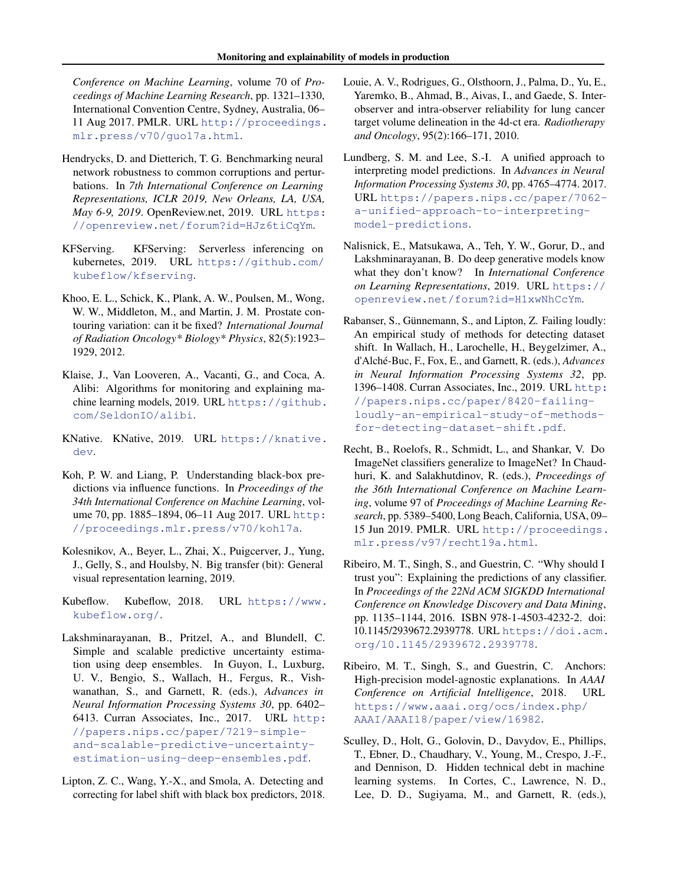*Conference on Machine Learning*, volume 70 of *Proceedings of Machine Learning Research*, pp. 1321–1330, International Convention Centre, Sydney, Australia, 06–11 Aug 2017. PMLR. URL http://proceedings.mlr.press/v70/guo17a.html.

Hendrycks, D. and Dietterich, T. G. Benchmarking neural network robustness to common corruptions and perturbations. In *7th International Conference on Learning Representations, ICLR 2019, New Orleans, LA, USA, May 6-9, 2019*. OpenReview.net, 2019. URL https://openreview.net/forum?id=HJz6tiCqYm.

KFServing. KFServing: Serverless inferencing on kubernetes, 2019. URL https://github.com/kubeflow/kfserving.

Khoo, E. L., Schick, K., Plank, A. W., Poulsen, M., Wong, W. W., Middleton, M., and Martin, J. M. Prostate contouring variation: can it be fixed? *International Journal of Radiation Oncology* Biology* Physics*, 82(5):1923–1929, 2012.

Klaise, J., Van Looveren, A., Vacanti, G., and Coca, A. Alibi: Algorithms for monitoring and explaining machine learning models, 2019. URL https://github.com/SeldonIO/alibi.

KNative. KNative, 2019. URL https://knative.dev.

Koh, P. W. and Liang, P. Understanding black-box predictions via influence functions. In *Proceedings of the 34th International Conference on Machine Learning*, volume 70, pp. 1885–1894, 06–11 Aug 2017. URL http://proceedings.mlr.press/v70/koh17a.

Kolesnikov, A., Beyer, L., Zhai, X., Puigcerver, J., Yung, J., Gelly, S., and Houlsby, N. Big transfer (bit): General visual representation learning, 2019.

Kubeflow. Kubeflow, 2018. URL https://www.kubeflow.org/.

Lakshminarayanan, B., Pritzel, A., and Blundell, C. Simple and scalable predictive uncertainty estimation using deep ensembles. In Guyon, I., Luxburg, U. V., Bengio, S., Wallach, H., Fergus, R., Vishwanathan, S., and Garnett, R. (eds.), *Advances in Neural Information Processing Systems 30*, pp. 6402–6413. Curran Associates, Inc., 2017. URL http://papers.nips.cc/paper/7219-simple-and-scalable-predictive-uncertainty-estimation-using-deep-ensembles.pdf.

Lipton, Z. C., Wang, Y.-X., and Smola, A. Detecting and correcting for label shift with black box predictors, 2018.

Louie, A. V., Rodrigues, G., Olsthoorn, J., Palma, D., Yu, E., Yaremko, B., Ahmad, B., Aivas, I., and Gaede, S. Inter-observer and intra-observer reliability for lung cancer target volume delineation in the 4d-ct era. *Radiotherapy and Oncology*, 95(2):166–171, 2010.

Lundberg, S. M. and Lee, S.-I. A unified approach to interpreting model predictions. In *Advances in Neural Information Processing Systems 30*, pp. 4765–4774. 2017. URL https://papers.nips.cc/paper/7062-a-unified-approach-to-interpreting-model-predictions.

Nalisnick, E., Matsukawa, A., Teh, Y. W., Gorur, D., and Lakshminarayanan, B. Do deep generative models know what they don't know? In *International Conference on Learning Representations*, 2019. URL https://openreview.net/forum?id=H1xwNhCcYm.

Rabanser, S., Günnemann, S., and Lipton, Z. Failing loudly: An empirical study of methods for detecting dataset shift. In Wallach, H., Larochelle, H., Beygelzimer, A., d'Alché-Buc, F., Fox, E., and Garnett, R. (eds.), *Advances in Neural Information Processing Systems 32*, pp. 1396–1408. Curran Associates, Inc., 2019. URL http://papers.nips.cc/paper/8420-failing-loudly-an-empirical-study-of-methods-for-detecting-dataset-shift.pdf.

Recht, B., Roelofs, R., Schmidt, L., and Shankar, V. Do ImageNet classifiers generalize to ImageNet? In Chaudhuri, K. and Salakhutdinov, R. (eds.), *Proceedings of the 36th International Conference on Machine Learning*, volume 97 of *Proceedings of Machine Learning Research*, pp. 5389–5400, Long Beach, California, USA, 09–15 Jun 2019. PMLR. URL http://proceedings.mlr.press/v97/recht19a.html.

Ribeiro, M. T., Singh, S., and Guestrin, C. "Why should I trust you": Explaining the predictions of any classifier. In *Proceedings of the 22Nd ACM SIGKDD International Conference on Knowledge Discovery and Data Mining*, pp. 1135–1144, 2016. ISBN 978-1-4503-4232-2. doi: 10.1145/2939672.2939778. URL https://doi.acm.org/10.1145/2939672.2939778.

Ribeiro, M. T., Singh, S., and Guestrin, C. Anchors: High-precision model-agnostic explanations. In *AAAI Conference on Artificial Intelligence*, 2018. URL https://www.aaai.org/ocs/index.php/AAAI/AAAI18/paper/view/16982.

Sculley, D., Holt, G., Golovin, D., Davydov, E., Phillips, T., Ebner, D., Chaudhary, V., Young, M., Crespo, J.-F., and Dennison, D. Hidden technical debt in machine learning systems. In Cortes, C., Lawrence, N. D., Lee, D. D., Sugiyama, M., and Garnett, R. (eds.),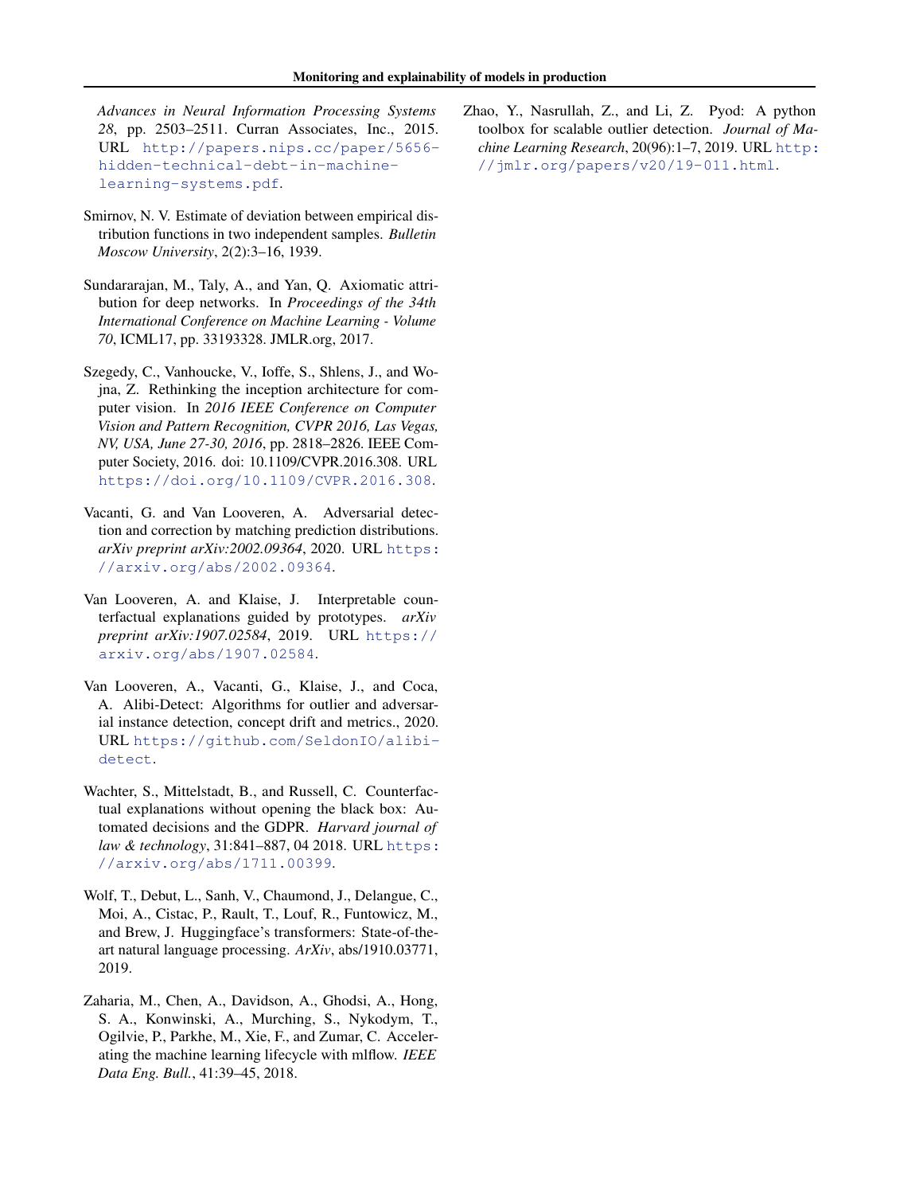*Advances in Neural Information Processing Systems 28*, pp. 2503–2511. Curran Associates, Inc., 2015. URL http://papers.nips.cc/paper/5656-hidden-technical-debt-in-machine-learning-systems.pdf.

Smirnov, N. V. Estimate of deviation between empirical distribution functions in two independent samples. *Bulletin Moscow University*, 2(2):3–16, 1939.

Sundararajan, M., Taly, A., and Yan, Q. Axiomatic attribution for deep networks. In *Proceedings of the 34th International Conference on Machine Learning - Volume 70*, ICML17, pp. 33193328. JMLR.org, 2017.

Szegedy, C., Vanhoucke, V., Ioffe, S., Shlens, J., and Wojna, Z. Rethinking the inception architecture for computer vision. In *2016 IEEE Conference on Computer Vision and Pattern Recognition, CVPR 2016, Las Vegas, NV, USA, June 27-30, 2016*, pp. 2818–2826. IEEE Computer Society, 2016. doi: 10.1109/CVPR.2016.308. URL https://doi.org/10.1109/CVPR.2016.308.

Vacanti, G. and Van Looveren, A. Adversarial detection and correction by matching prediction distributions. *arXiv preprint arXiv:2002.09364*, 2020. URL https://arxiv.org/abs/2002.09364.

Van Looveren, A. and Klaise, J. Interpretable counterfactual explanations guided by prototypes. *arXiv preprint arXiv:1907.02584*, 2019. URL https://arxiv.org/abs/1907.02584.

Van Looveren, A., Vacanti, G., Klaise, J., and Coca, A. Alibi-Detect: Algorithms for outlier and adversarial instance detection, concept drift and metrics., 2020. URL https://github.com/SeldonIO/alibi-detect.

Wachter, S., Mittelstadt, B., and Russell, C. Counterfactual explanations without opening the black box: Automated decisions and the GDPR. *Harvard journal of law & technology*, 31:841–887, 04 2018. URL https://arxiv.org/abs/1711.00399.

Wolf, T., Debut, L., Sanh, V., Chaumond, J., Delangue, C., Moi, A., Cistac, P., Rault, T., Louf, R., Funtowicz, M., and Brew, J. Huggingface's transformers: State-of-the-art natural language processing. *ArXiv*, abs/1910.03771, 2019.

Zaharia, M., Chen, A., Davidson, A., Ghodsi, A., Hong, S. A., Konwinski, A., Murching, S., Nykodym, T., Ogilvie, P., Parkhe, M., Xie, F., and Zumar, C. Accelerating the machine learning lifecycle with mlflow. *IEEE Data Eng. Bull.*, 41:39–45, 2018.

Zhao, Y., Nasrullah, Z., and Li, Z. Pyod: A python toolbox for scalable outlier detection. *Journal of Machine Learning Research*, 20(96):1–7, 2019. URL http://jmlr.org/papers/v20/19-011.html.